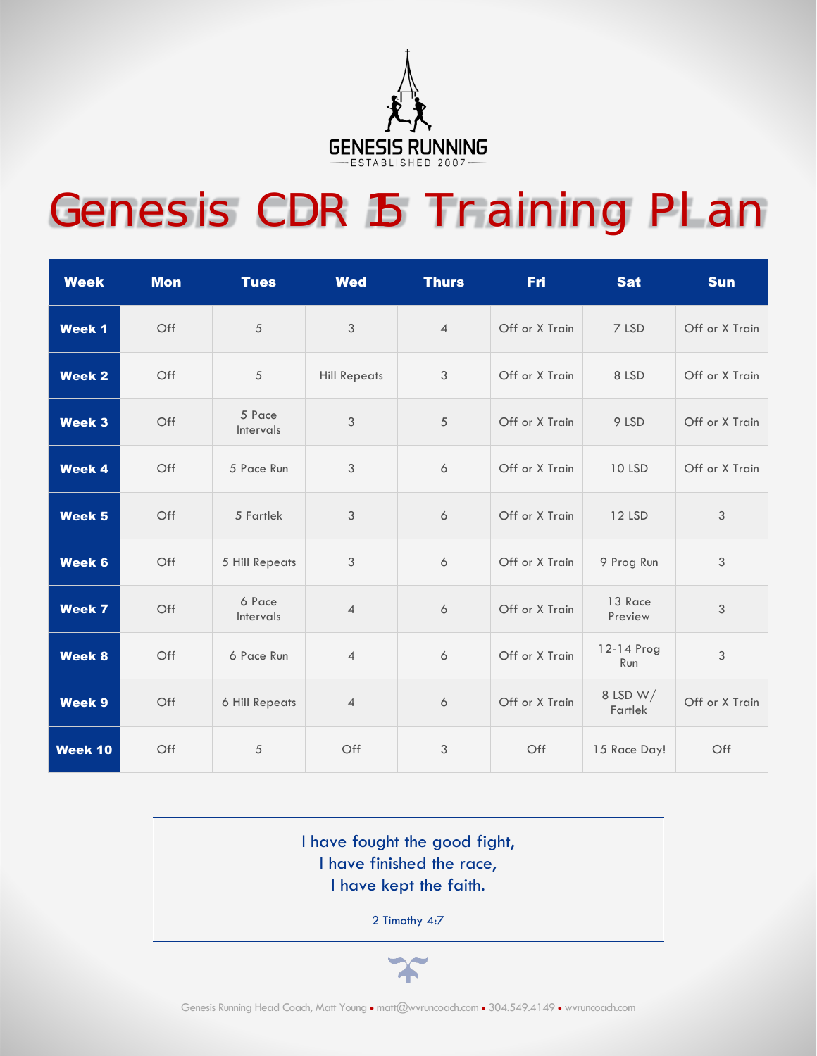GENESIS RUNNING
ESTABLISHED 2007

# Genesis CDR 15 Training Plan

| Week | Mon | Tues | Wed | Thurs | Fri | Sat | Sun |
|---|---|---|---|---|---|---|---|
| **Week 1** | Off | 5 | 3 | 4 | Off or X Train | 7 LSD | Off or X Train |
| **Week 2** | Off | 5 | Hill Repeats | 3 | Off or X Train | 8 LSD | Off or X Train |
| **Week 3** | Off | 5 Pace Intervals | 3 | 5 | Off or X Train | 9 LSD | Off or X Train |
| **Week 4** | Off | 5 Pace Run | 3 | 6 | Off or X Train | 10 LSD | Off or X Train |
| **Week 5** | Off | 5 Fartlek | 3 | 6 | Off or X Train | 12 LSD | 3 |
| **Week 6** | Off | 5 Hill Repeats | 3 | 6 | Off or X Train | 9 Prog Run | 3 |
| **Week 7** | Off | 6 Pace Intervals | 4 | 6 | Off or X Train | 13 Race Preview | 3 |
| **Week 8** | Off | 6 Pace Run | 4 | 6 | Off or X Train | 12-14 Prog Run | 3 |
| **Week 9** | Off | 6 Hill Repeats | 4 | 6 | Off or X Train | 8 LSD W/ Fartlek | Off or X Train |
| **Week 10** | Off | 5 | Off | 3 | Off | 15 Race Day! | Off |

I have fought the good fight,
I have finished the race,
I have kept the faith.

2 Timothy 4:7

Genesis Running Head Coach, Matt Young • matt@wvruncoach.com • 304.549.4149 • wvruncoach.com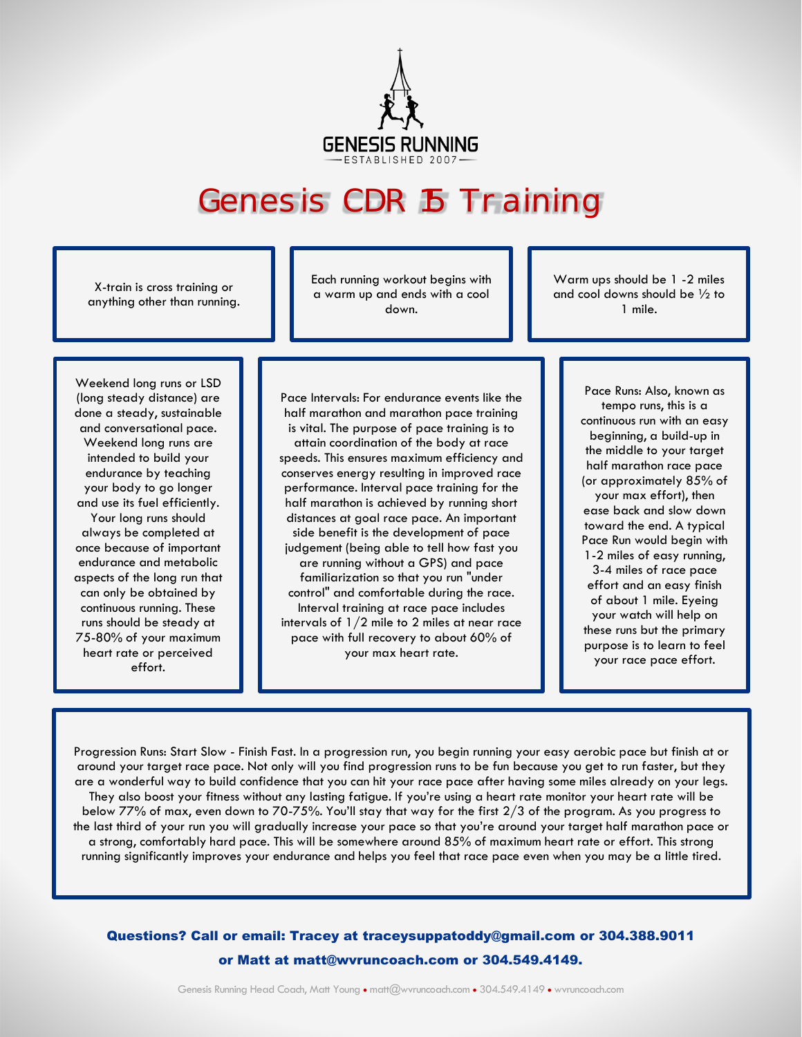GENESIS RUNNING

ESTABLISHED 2007

# Genesis CDR 15 Training

X-train is cross training or anything other than running.

Each running workout begins with a warm up and ends with a cool down.

Warm ups should be 1 -2 miles and cool downs should be ½ to 1 mile.

Weekend long runs or LSD (long steady distance) are done a steady, sustainable and conversational pace. Weekend long runs are intended to build your endurance by teaching your body to go longer and use its fuel efficiently. Your long runs should always be completed at once because of important endurance and metabolic aspects of the long run that can only be obtained by continuous running. These runs should be steady at 75-80% of your maximum heart rate or perceived effort.

Pace Intervals: For endurance events like the half marathon and marathon pace training is vital. The purpose of pace training is to attain coordination of the body at race speeds. This ensures maximum efficiency and conserves energy resulting in improved race performance. Interval pace training for the half marathon is achieved by running short distances at goal race pace. An important side benefit is the development of pace judgement (being able to tell how fast you are running without a GPS) and pace familiarization so that you run "under control" and comfortable during the race. Interval training at race pace includes intervals of 1/2 mile to 2 miles at near race pace with full recovery to about 60% of your max heart rate.

Pace Runs: Also, known as tempo runs, this is a continuous run with an easy beginning, a build-up in the middle to your target half marathon race pace (or approximately 85% of your max effort), then ease back and slow down toward the end. A typical Pace Run would begin with 1-2 miles of easy running, 3-4 miles of race pace effort and an easy finish of about 1 mile. Eyeing your watch will help on these runs but the primary purpose is to learn to feel your race pace effort.

Progression Runs: Start Slow - Finish Fast. In a progression run, you begin running your easy aerobic pace but finish at or around your target race pace. Not only will you find progression runs to be fun because you get to run faster, but they are a wonderful way to build confidence that you can hit your race pace after having some miles already on your legs. They also boost your fitness without any lasting fatigue. If you're using a heart rate monitor your heart rate will be below 77% of max, even down to 70-75%. You'll stay that way for the first 2/3 of the program. As you progress to the last third of your run you will gradually increase your pace so that you're around your target half marathon pace or a strong, comfortably hard pace. This will be somewhere around 85% of maximum heart rate or effort. This strong running significantly improves your endurance and helps you feel that race pace even when you may be a little tired.

**Questions? Call or email: Tracey at traceysuppatoddy@gmail.com or 304.388.9011 or Matt at matt@wvruncoach.com or 304.549.4149.**

Genesis Running Head Coach, Matt Young • matt@wvruncoach.com • 304.549.4149 • wvruncoach.com